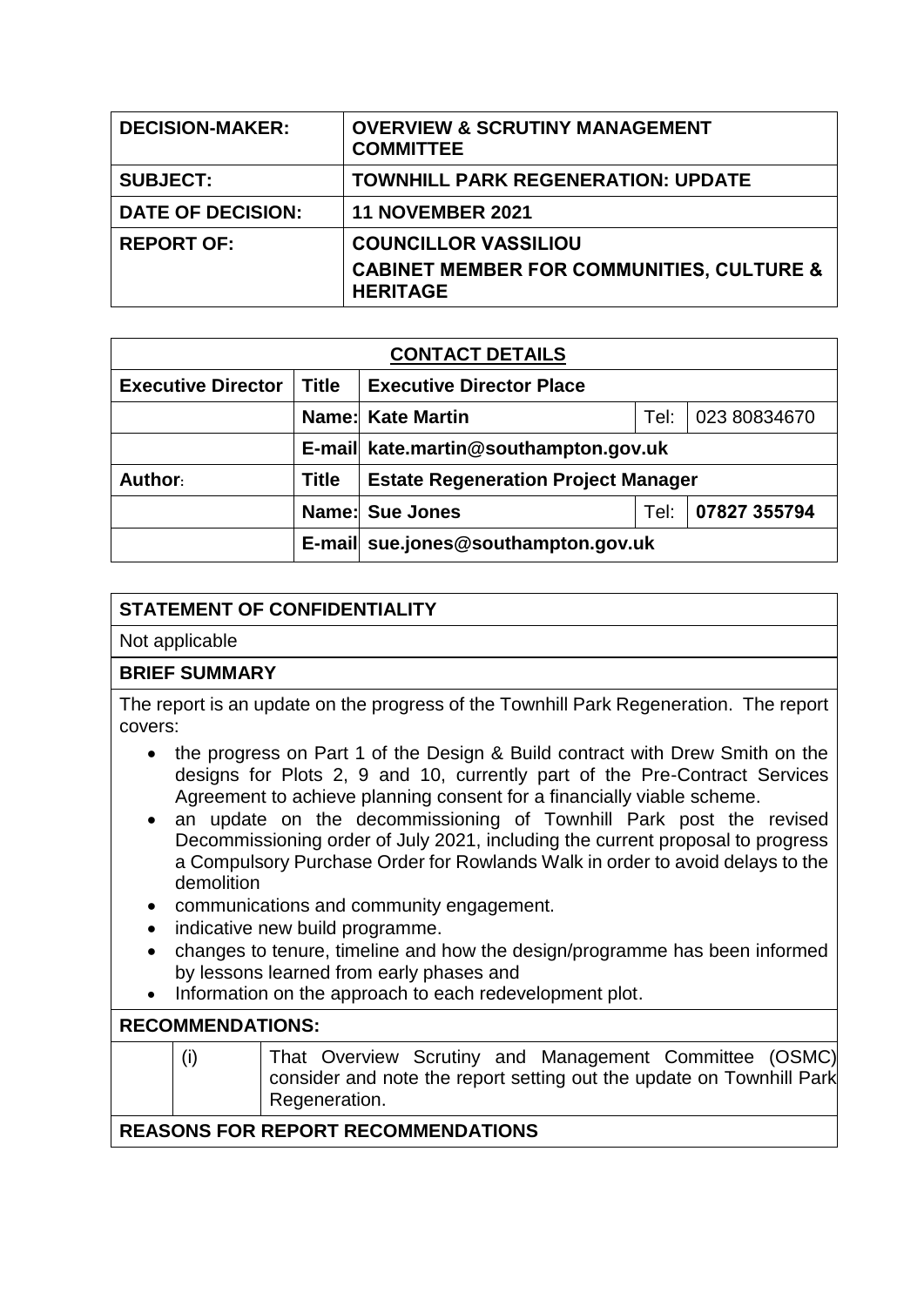| DECISION-MAKER: | OVERVIEW & SCRUTINY MANAGEMENT COMMITTEE |
|---|---|
| SUBJECT: | TOWNHILL PARK REGENERATION: UPDATE |
| DATE OF DECISION: | 11 NOVEMBER 2021 |
| REPORT OF: | COUNCILLOR VASSILIOU<br>CABINET MEMBER FOR COMMUNITIES, CULTURE & HERITAGE |

| CONTACT DETAILS | | | | |
|---|---|---|---|---|
| **Executive Director** | **Title** | **Executive Director Place** | | |
| | **Name:** | **Kate Martin** | Tel: | 023 80834670 |
| | **E-mail** | **kate.martin@southampton.gov.uk** | | |
| **Author:** | **Title** | **Estate Regeneration Project Manager** | | |
| | **Name:** | **Sue Jones** | Tel: | **07827 355794** |
| | **E-mail** | **sue.jones@southampton.gov.uk** | | |

## STATEMENT OF CONFIDENTIALITY

Not applicable

## BRIEF SUMMARY

The report is an update on the progress of the Townhill Park Regeneration. The report covers:

- the progress on Part 1 of the Design & Build contract with Drew Smith on the designs for Plots 2, 9 and 10, currently part of the Pre-Contract Services Agreement to achieve planning consent for a financially viable scheme.
- an update on the decommissioning of Townhill Park post the revised Decommissioning order of July 2021, including the current proposal to progress a Compulsory Purchase Order for Rowlands Walk in order to avoid delays to the demolition
- communications and community engagement.
- indicative new build programme.
- changes to tenure, timeline and how the design/programme has been informed by lessons learned from early phases and
- Information on the approach to each redevelopment plot.

## RECOMMENDATIONS:

| | | |
|---|---|---|
| | (i) | That Overview Scrutiny and Management Committee (OSMC) consider and note the report setting out the update on Townhill Park Regeneration. |

## REASONS FOR REPORT RECOMMENDATIONS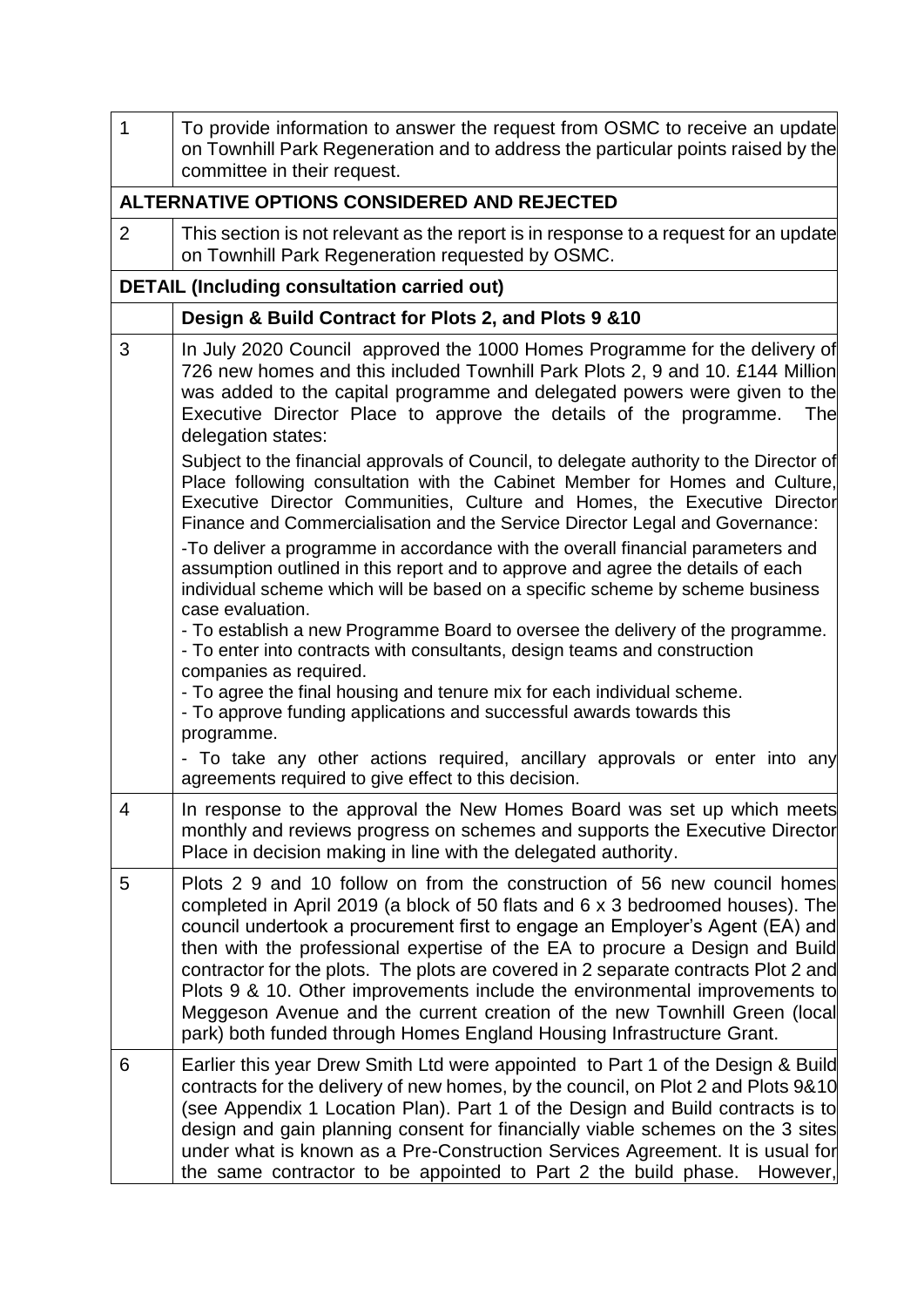| | |
|---|---|
| 1 | To provide information to answer the request from OSMC to receive an update on Townhill Park Regeneration and to address the particular points raised by the committee in their request. |
| **ALTERNATIVE OPTIONS CONSIDERED AND REJECTED** | |
| 2 | This section is not relevant as the report is in response to a request for an update on Townhill Park Regeneration requested by OSMC. |
| **DETAIL (Including consultation carried out)** | |
| | **Design & Build Contract for Plots 2, and Plots 9 &10** |
| 3 | In July 2020 Council approved the 1000 Homes Programme for the delivery of 726 new homes and this included Townhill Park Plots 2, 9 and 10. £144 Million was added to the capital programme and delegated powers were given to the Executive Director Place to approve the details of the programme. The delegation states:<br><br>Subject to the financial approvals of Council, to delegate authority to the Director of Place following consultation with the Cabinet Member for Homes and Culture, Executive Director Communities, Culture and Homes, the Executive Director Finance and Commercialisation and the Service Director Legal and Governance:<br><br>-To deliver a programme in accordance with the overall financial parameters and assumption outlined in this report and to approve and agree the details of each individual scheme which will be based on a specific scheme by scheme business case evaluation.<br>- To establish a new Programme Board to oversee the delivery of the programme.<br>- To enter into contracts with consultants, design teams and construction companies as required.<br>- To agree the final housing and tenure mix for each individual scheme.<br>- To approve funding applications and successful awards towards this programme.<br>- To take any other actions required, ancillary approvals or enter into any agreements required to give effect to this decision. |
| 4 | In response to the approval the New Homes Board was set up which meets monthly and reviews progress on schemes and supports the Executive Director Place in decision making in line with the delegated authority. |
| 5 | Plots 2 9 and 10 follow on from the construction of 56 new council homes completed in April 2019 (a block of 50 flats and 6 x 3 bedroomed houses). The council undertook a procurement first to engage an Employer's Agent (EA) and then with the professional expertise of the EA to procure a Design and Build contractor for the plots. The plots are covered in 2 separate contracts Plot 2 and Plots 9 & 10. Other improvements include the environmental improvements to Meggeson Avenue and the current creation of the new Townhill Green (local park) both funded through Homes England Housing Infrastructure Grant. |
| 6 | Earlier this year Drew Smith Ltd were appointed to Part 1 of the Design & Build contracts for the delivery of new homes, by the council, on Plot 2 and Plots 9&10 (see Appendix 1 Location Plan). Part 1 of the Design and Build contracts is to design and gain planning consent for financially viable schemes on the 3 sites under what is known as a Pre-Construction Services Agreement. It is usual for the same contractor to be appointed to Part 2 the build phase. However, |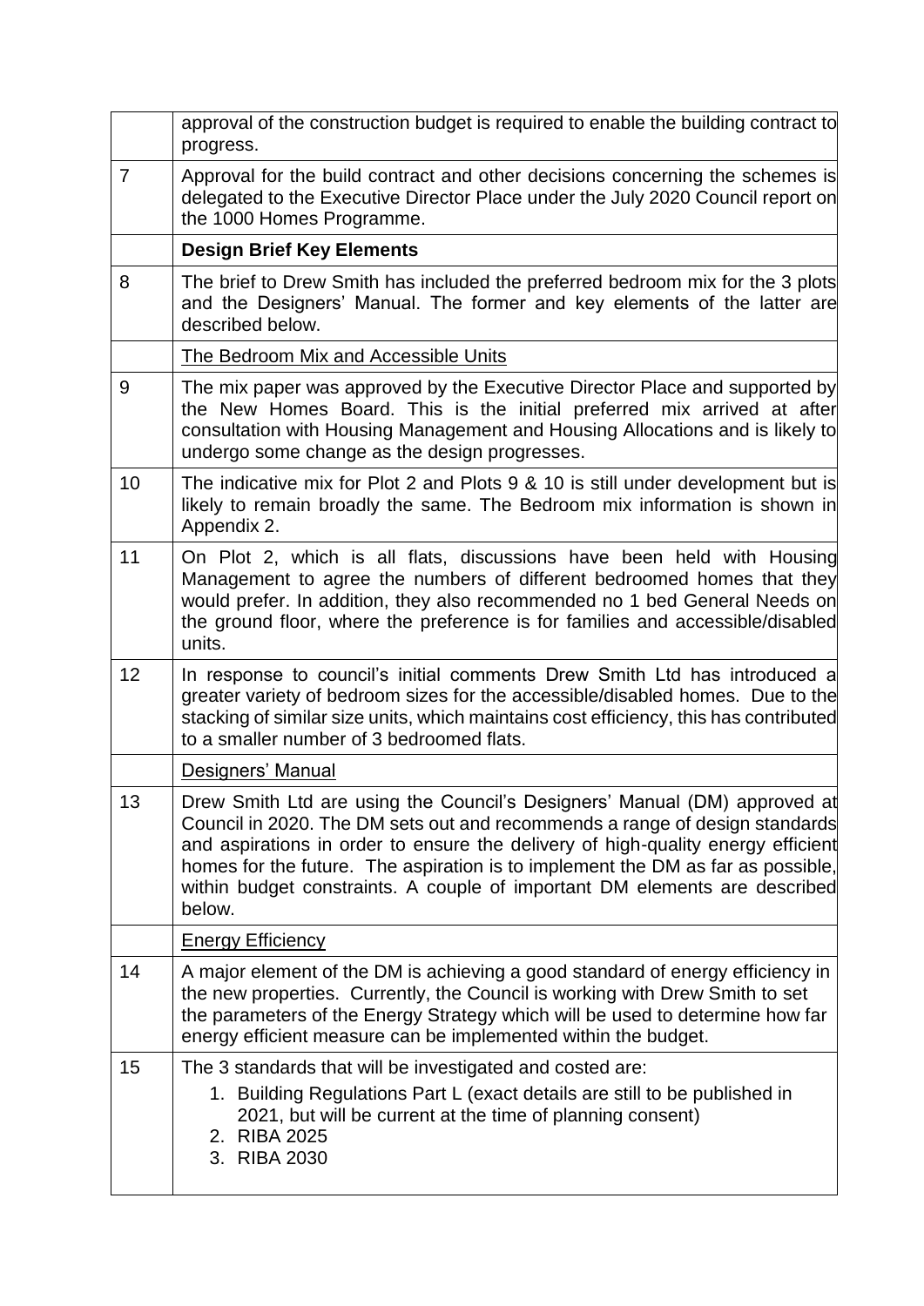| | |
|---|---|
| | approval of the construction budget is required to enable the building contract to progress. |
| 7 | Approval for the build contract and other decisions concerning the schemes is delegated to the Executive Director Place under the July 2020 Council report on the 1000 Homes Programme. |
| | **Design Brief Key Elements** |
| 8 | The brief to Drew Smith has included the preferred bedroom mix for the 3 plots and the Designers' Manual. The former and key elements of the latter are described below. |
| | The Bedroom Mix and Accessible Units |
| 9 | The mix paper was approved by the Executive Director Place and supported by the New Homes Board. This is the initial preferred mix arrived at after consultation with Housing Management and Housing Allocations and is likely to undergo some change as the design progresses. |
| 10 | The indicative mix for Plot 2 and Plots 9 & 10 is still under development but is likely to remain broadly the same. The Bedroom mix information is shown in Appendix 2. |
| 11 | On Plot 2, which is all flats, discussions have been held with Housing Management to agree the numbers of different bedroomed homes that they would prefer. In addition, they also recommended no 1 bed General Needs on the ground floor, where the preference is for families and accessible/disabled units. |
| 12 | In response to council's initial comments Drew Smith Ltd has introduced a greater variety of bedroom sizes for the accessible/disabled homes. Due to the stacking of similar size units, which maintains cost efficiency, this has contributed to a smaller number of 3 bedroomed flats. |
| | Designers' Manual |
| 13 | Drew Smith Ltd are using the Council's Designers' Manual (DM) approved at Council in 2020. The DM sets out and recommends a range of design standards and aspirations in order to ensure the delivery of high-quality energy efficient homes for the future. The aspiration is to implement the DM as far as possible, within budget constraints. A couple of important DM elements are described below. |
| | Energy Efficiency |
| 14 | A major element of the DM is achieving a good standard of energy efficiency in the new properties. Currently, the Council is working with Drew Smith to set the parameters of the Energy Strategy which will be used to determine how far energy efficient measure can be implemented within the budget. |
| 15 | The 3 standards that will be investigated and costed are:<br>1. Building Regulations Part L (exact details are still to be published in 2021, but will be current at the time of planning consent)<br>2. RIBA 2025<br>3. RIBA 2030 |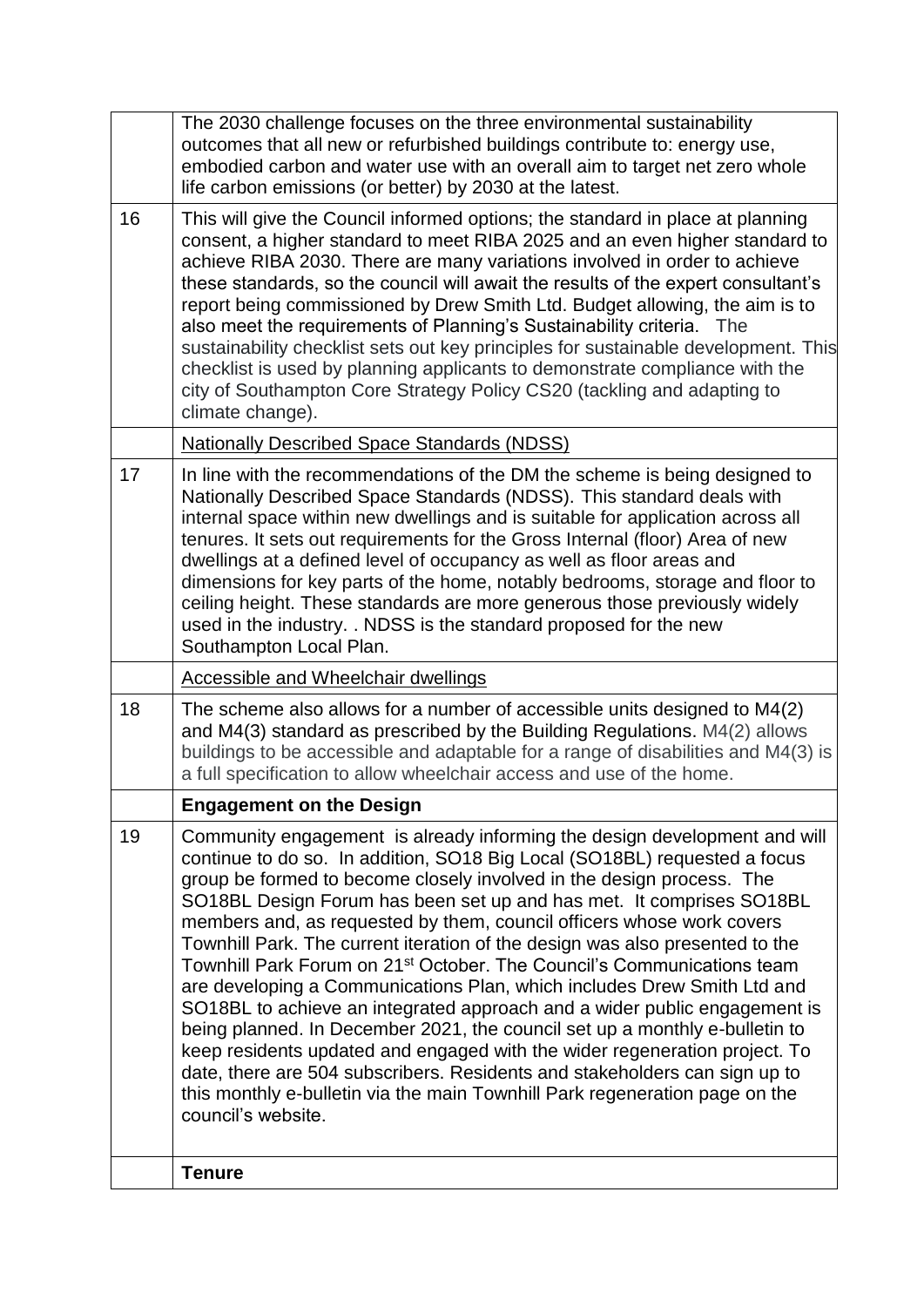|  |  |
|---|---|
|  | The 2030 challenge focuses on the three environmental sustainability outcomes that all new or refurbished buildings contribute to: energy use, embodied carbon and water use with an overall aim to target net zero whole life carbon emissions (or better) by 2030 at the latest. |
| 16 | This will give the Council informed options; the standard in place at planning consent, a higher standard to meet RIBA 2025 and an even higher standard to achieve RIBA 2030. There are many variations involved in order to achieve these standards, so the council will await the results of the expert consultant's report being commissioned by Drew Smith Ltd. Budget allowing, the aim is to also meet the requirements of Planning's Sustainability criteria. The sustainability checklist sets out key principles for sustainable development. This checklist is used by planning applicants to demonstrate compliance with the city of Southampton Core Strategy Policy CS20 (tackling and adapting to climate change). |
|  | Nationally Described Space Standards (NDSS) |
| 17 | In line with the recommendations of the DM the scheme is being designed to Nationally Described Space Standards (NDSS). This standard deals with internal space within new dwellings and is suitable for application across all tenures. It sets out requirements for the Gross Internal (floor) Area of new dwellings at a defined level of occupancy as well as floor areas and dimensions for key parts of the home, notably bedrooms, storage and floor to ceiling height. These standards are more generous those previously widely used in the industry. . NDSS is the standard proposed for the new Southampton Local Plan. |
|  | Accessible and Wheelchair dwellings |
| 18 | The scheme also allows for a number of accessible units designed to M4(2) and M4(3) standard as prescribed by the Building Regulations. M4(2) allows buildings to be accessible and adaptable for a range of disabilities and M4(3) is a full specification to allow wheelchair access and use of the home. |
|  | **Engagement on the Design** |
| 19 | Community engagement is already informing the design development and will continue to do so. In addition, SO18 Big Local (SO18BL) requested a focus group be formed to become closely involved in the design process. The SO18BL Design Forum has been set up and has met. It comprises SO18BL members and, as requested by them, council officers whose work covers Townhill Park. The current iteration of the design was also presented to the Townhill Park Forum on 21st October. The Council's Communications team are developing a Communications Plan, which includes Drew Smith Ltd and SO18BL to achieve an integrated approach and a wider public engagement is being planned. In December 2021, the council set up a monthly e-bulletin to keep residents updated and engaged with the wider regeneration project. To date, there are 504 subscribers. Residents and stakeholders can sign up to this monthly e-bulletin via the main Townhill Park regeneration page on the council's website. |
|  | **Tenure** |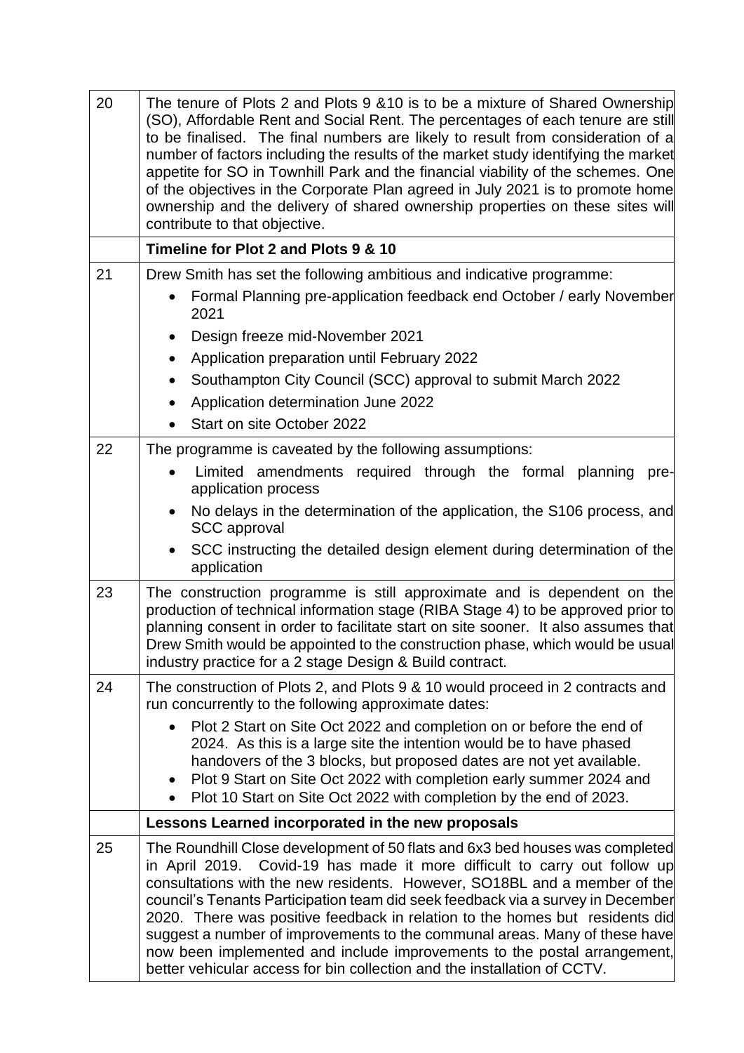| | |
|---|---|
| 20 | The tenure of Plots 2 and Plots 9 &10 is to be a mixture of Shared Ownership (SO), Affordable Rent and Social Rent. The percentages of each tenure are still to be finalised. The final numbers are likely to result from consideration of a number of factors including the results of the market study identifying the market appetite for SO in Townhill Park and the financial viability of the schemes. One of the objectives in the Corporate Plan agreed in July 2021 is to promote home ownership and the delivery of shared ownership properties on these sites will contribute to that objective. |
| | **Timeline for Plot 2 and Plots 9 & 10** |
| 21 | Drew Smith has set the following ambitious and indicative programme:<br>• Formal Planning pre-application feedback end October / early November 2021<br>• Design freeze mid-November 2021<br>• Application preparation until February 2022<br>• Southampton City Council (SCC) approval to submit March 2022<br>• Application determination June 2022<br>• Start on site October 2022 |
| 22 | The programme is caveated by the following assumptions:<br>• Limited amendments required through the formal planning pre-application process<br>• No delays in the determination of the application, the S106 process, and SCC approval<br>• SCC instructing the detailed design element during determination of the application |
| 23 | The construction programme is still approximate and is dependent on the production of technical information stage (RIBA Stage 4) to be approved prior to planning consent in order to facilitate start on site sooner. It also assumes that Drew Smith would be appointed to the construction phase, which would be usual industry practice for a 2 stage Design & Build contract. |
| 24 | The construction of Plots 2, and Plots 9 & 10 would proceed in 2 contracts and run concurrently to the following approximate dates:<br>• Plot 2 Start on Site Oct 2022 and completion on or before the end of 2024. As this is a large site the intention would be to have phased handovers of the 3 blocks, but proposed dates are not yet available.<br>• Plot 9 Start on Site Oct 2022 with completion early summer 2024 and<br>• Plot 10 Start on Site Oct 2022 with completion by the end of 2023. |
| | **Lessons Learned incorporated in the new proposals** |
| 25 | The Roundhill Close development of 50 flats and 6x3 bed houses was completed in April 2019. Covid-19 has made it more difficult to carry out follow up consultations with the new residents. However, SO18BL and a member of the council's Tenants Participation team did seek feedback via a survey in December 2020. There was positive feedback in relation to the homes but residents did suggest a number of improvements to the communal areas. Many of these have now been implemented and include improvements to the postal arrangement, better vehicular access for bin collection and the installation of CCTV. |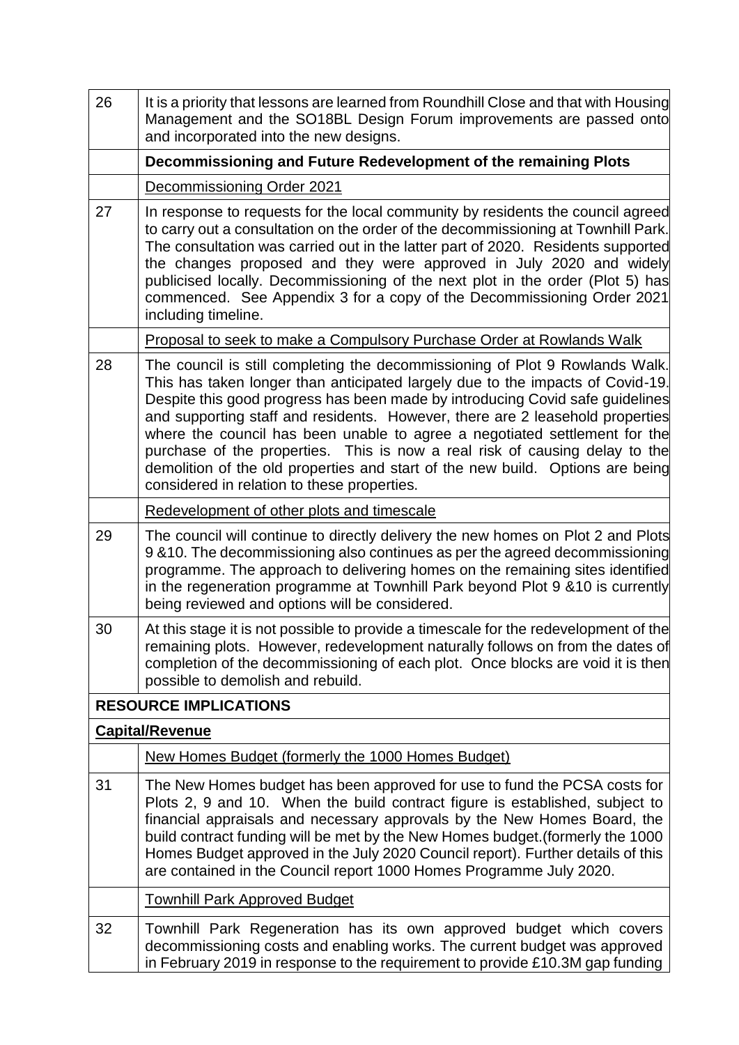| | |
|---|---|
| 26 | It is a priority that lessons are learned from Roundhill Close and that with Housing Management and the SO18BL Design Forum improvements are passed onto and incorporated into the new designs. |
| | **Decommissioning and Future Redevelopment of the remaining Plots** |
| | Decommissioning Order 2021 |
| 27 | In response to requests for the local community by residents the council agreed to carry out a consultation on the order of the decommissioning at Townhill Park. The consultation was carried out in the latter part of 2020. Residents supported the changes proposed and they were approved in July 2020 and widely publicised locally. Decommissioning of the next plot in the order (Plot 5) has commenced. See Appendix 3 for a copy of the Decommissioning Order 2021 including timeline. |
| | Proposal to seek to make a Compulsory Purchase Order at Rowlands Walk |
| 28 | The council is still completing the decommissioning of Plot 9 Rowlands Walk. This has taken longer than anticipated largely due to the impacts of Covid-19. Despite this good progress has been made by introducing Covid safe guidelines and supporting staff and residents. However, there are 2 leasehold properties where the council has been unable to agree a negotiated settlement for the purchase of the properties. This is now a real risk of causing delay to the demolition of the old properties and start of the new build. Options are being considered in relation to these properties. |
| | Redevelopment of other plots and timescale |
| 29 | The council will continue to directly delivery the new homes on Plot 2 and Plots 9 &10. The decommissioning also continues as per the agreed decommissioning programme. The approach to delivering homes on the remaining sites identified in the regeneration programme at Townhill Park beyond Plot 9 &10 is currently being reviewed and options will be considered. |
| 30 | At this stage it is not possible to provide a timescale for the redevelopment of the remaining plots. However, redevelopment naturally follows on from the dates of completion of the decommissioning of each plot. Once blocks are void it is then possible to demolish and rebuild. |
| **RESOURCE IMPLICATIONS** | |
| **Capital/Revenue** | |
| | New Homes Budget (formerly the 1000 Homes Budget) |
| 31 | The New Homes budget has been approved for use to fund the PCSA costs for Plots 2, 9 and 10. When the build contract figure is established, subject to financial appraisals and necessary approvals by the New Homes Board, the build contract funding will be met by the New Homes budget.(formerly the 1000 Homes Budget approved in the July 2020 Council report). Further details of this are contained in the Council report 1000 Homes Programme July 2020. |
| | Townhill Park Approved Budget |
| 32 | Townhill Park Regeneration has its own approved budget which covers decommissioning costs and enabling works. The current budget was approved in February 2019 in response to the requirement to provide £10.3M gap funding |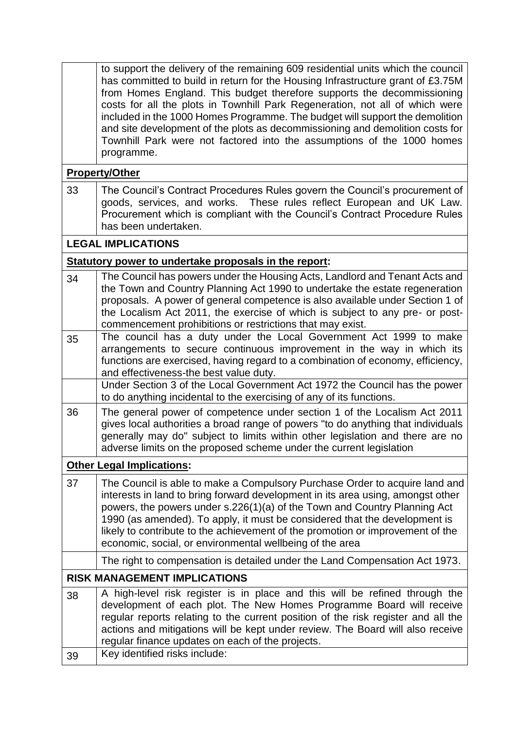|  |  |
|---|---|
|  | to support the delivery of the remaining 609 residential units which the council has committed to build in return for the Housing Infrastructure grant of £3.75M from Homes England. This budget therefore supports the decommissioning costs for all the plots in Townhill Park Regeneration, not all of which were included in the 1000 Homes Programme. The budget will support the demolition and site development of the plots as decommissioning and demolition costs for Townhill Park were not factored into the assumptions of the 1000 homes programme. |
| **Property/Other** |  |
| 33 | The Council's Contract Procedures Rules govern the Council's procurement of goods, services, and works. These rules reflect European and UK Law. Procurement which is compliant with the Council's Contract Procedure Rules has been undertaken. |
| **LEGAL IMPLICATIONS** |  |
| **Statutory power to undertake proposals in the report:** |  |
| 34 | The Council has powers under the Housing Acts, Landlord and Tenant Acts and the Town and Country Planning Act 1990 to undertake the estate regeneration proposals. A power of general competence is also available under Section 1 of the Localism Act 2011, the exercise of which is subject to any pre- or post-commencement prohibitions or restrictions that may exist. |
| 35 | The council has a duty under the Local Government Act 1999 to make arrangements to secure continuous improvement in the way in which its functions are exercised, having regard to a combination of economy, efficiency, and effectiveness-the best value duty. |
|  | Under Section 3 of the Local Government Act 1972 the Council has the power to do anything incidental to the exercising of any of its functions. |
| 36 | The general power of competence under section 1 of the Localism Act 2011 gives local authorities a broad range of powers "to do anything that individuals generally may do" subject to limits within other legislation and there are no adverse limits on the proposed scheme under the current legislation |
| **Other Legal Implications:** |  |
| 37 | The Council is able to make a Compulsory Purchase Order to acquire land and interests in land to bring forward development in its area using, amongst other powers, the powers under s.226(1)(a) of the Town and Country Planning Act 1990 (as amended). To apply, it must be considered that the development is likely to contribute to the achievement of the promotion or improvement of the economic, social, or environmental wellbeing of the area |
|  | The right to compensation is detailed under the Land Compensation Act 1973. |
| **RISK MANAGEMENT IMPLICATIONS** |  |
| 38 | A high-level risk register is in place and this will be refined through the development of each plot. The New Homes Programme Board will receive regular reports relating to the current position of the risk register and all the actions and mitigations will be kept under review. The Board will also receive regular finance updates on each of the projects. |
| 39 | Key identified risks include: |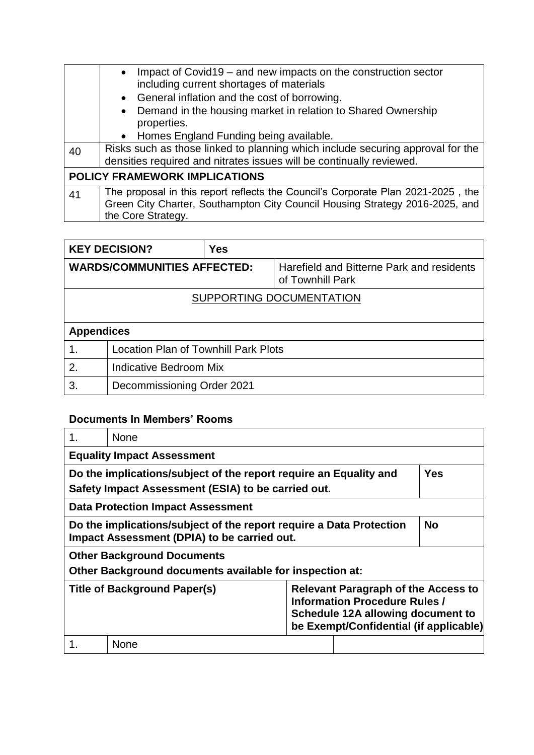| | |
|---|---|
| | • Impact of Covid19 – and new impacts on the construction sector including current shortages of materials<br>• General inflation and the cost of borrowing.<br>• Demand in the housing market in relation to Shared Ownership properties.<br>• Homes England Funding being available. |
| 40 | Risks such as those linked to planning which include securing approval for the densities required and nitrates issues will be continually reviewed. |
| **POLICY FRAMEWORK IMPLICATIONS** | |
| 41 | The proposal in this report reflects the Council's Corporate Plan 2021-2025 , the Green City Charter, Southampton City Council Housing Strategy 2016-2025, and the Core Strategy. |

| | | |
|---|---|---|
| **KEY DECISION?** | **Yes** | |
| **WARDS/COMMUNITIES AFFECTED:** | | Harefield and Bitterne Park and residents of Townhill Park |

SUPPORTING DOCUMENTATION

**Appendices**

| | |
|---|---|
| 1. | Location Plan of Townhill Park Plots |
| 2. | Indicative Bedroom Mix |
| 3. | Decommissioning Order 2021 |

**Documents In Members' Rooms**

| | |
|---|---|
| 1. | None |

**Equality Impact Assessment**

| | |
|---|---|
| **Do the implications/subject of the report require an Equality and Safety Impact Assessment (ESIA) to be carried out.** | **Yes** |

**Data Protection Impact Assessment**

| | |
|---|---|
| **Do the implications/subject of the report require a Data Protection Impact Assessment (DPIA) to be carried out.** | **No** |

**Other Background Documents**

**Other Background documents available for inspection at:**

| Title of Background Paper(s) | | Relevant Paragraph of the Access to Information Procedure Rules / Schedule 12A allowing document to be Exempt/Confidential (if applicable) |
|---|---|---|
| 1. | None | |